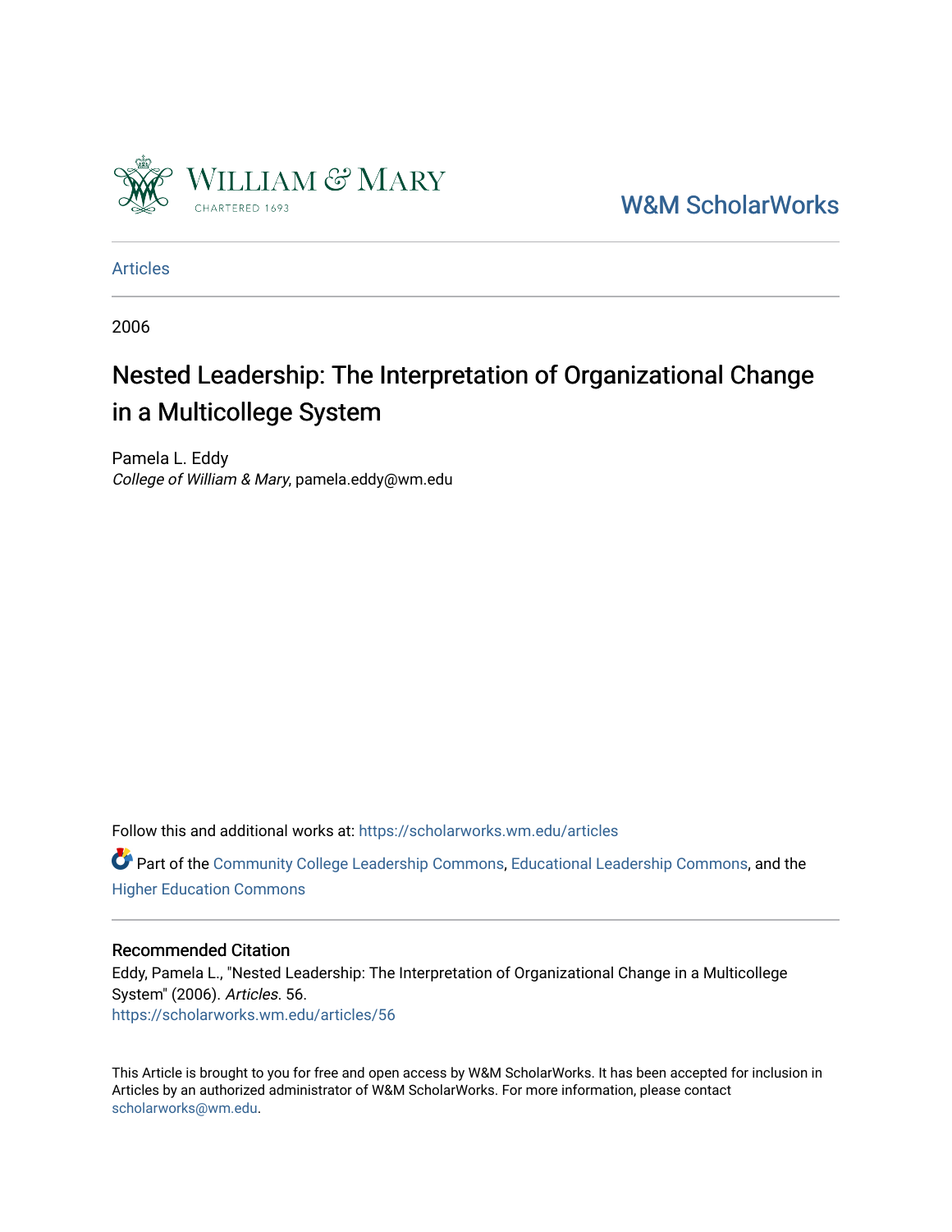William & Mary

CHARTERED 1693

W&M ScholarWorks

Articles

2006

# Nested Leadership: The Interpretation of Organizational Change in a Multicollege System

Pamela L. Eddy
*College of William & Mary*, pamela.eddy@wm.edu

Follow this and additional works at: https://scholarworks.wm.edu/articles

Part of the Community College Leadership Commons, Educational Leadership Commons, and the Higher Education Commons

## Recommended Citation

Eddy, Pamela L., "Nested Leadership: The Interpretation of Organizational Change in a Multicollege System" (2006). *Articles*. 56.
https://scholarworks.wm.edu/articles/56

This Article is brought to you for free and open access by W&M ScholarWorks. It has been accepted for inclusion in Articles by an authorized administrator of W&M ScholarWorks. For more information, please contact scholarworks@wm.edu.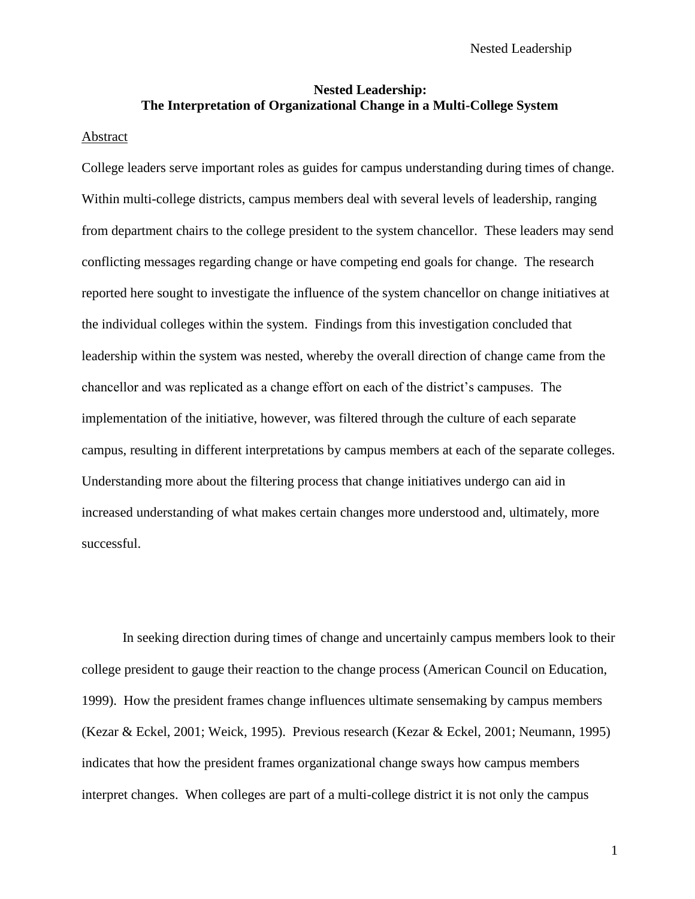# Nested Leadership: The Interpretation of Organizational Change in a Multi-College System

Abstract

College leaders serve important roles as guides for campus understanding during times of change. Within multi-college districts, campus members deal with several levels of leadership, ranging from department chairs to the college president to the system chancellor. These leaders may send conflicting messages regarding change or have competing end goals for change. The research reported here sought to investigate the influence of the system chancellor on change initiatives at the individual colleges within the system. Findings from this investigation concluded that leadership within the system was nested, whereby the overall direction of change came from the chancellor and was replicated as a change effort on each of the district's campuses. The implementation of the initiative, however, was filtered through the culture of each separate campus, resulting in different interpretations by campus members at each of the separate colleges. Understanding more about the filtering process that change initiatives undergo can aid in increased understanding of what makes certain changes more understood and, ultimately, more successful.

In seeking direction during times of change and uncertainly campus members look to their college president to gauge their reaction to the change process (American Council on Education, 1999). How the president frames change influences ultimate sensemaking by campus members (Kezar & Eckel, 2001; Weick, 1995). Previous research (Kezar & Eckel, 2001; Neumann, 1995) indicates that how the president frames organizational change sways how campus members interpret changes. When colleges are part of a multi-college district it is not only the campus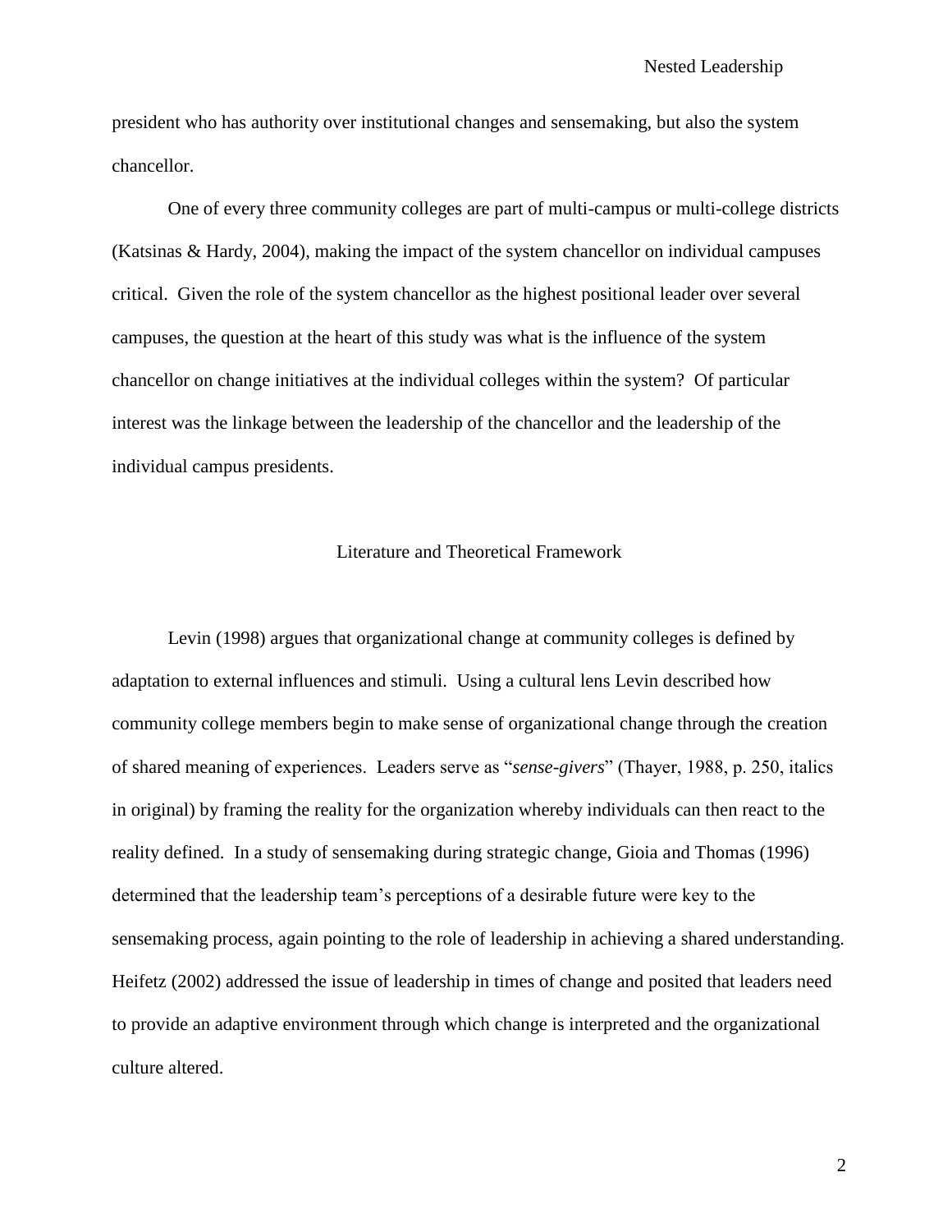president who has authority over institutional changes and sensemaking, but also the system chancellor.

One of every three community colleges are part of multi-campus or multi-college districts (Katsinas & Hardy, 2004), making the impact of the system chancellor on individual campuses critical. Given the role of the system chancellor as the highest positional leader over several campuses, the question at the heart of this study was what is the influence of the system chancellor on change initiatives at the individual colleges within the system? Of particular interest was the linkage between the leadership of the chancellor and the leadership of the individual campus presidents.

## Literature and Theoretical Framework

Levin (1998) argues that organizational change at community colleges is defined by adaptation to external influences and stimuli. Using a cultural lens Levin described how community college members begin to make sense of organizational change through the creation of shared meaning of experiences. Leaders serve as "*sense-givers*" (Thayer, 1988, p. 250, italics in original) by framing the reality for the organization whereby individuals can then react to the reality defined. In a study of sensemaking during strategic change, Gioia and Thomas (1996) determined that the leadership team's perceptions of a desirable future were key to the sensemaking process, again pointing to the role of leadership in achieving a shared understanding. Heifetz (2002) addressed the issue of leadership in times of change and posited that leaders need to provide an adaptive environment through which change is interpreted and the organizational culture altered.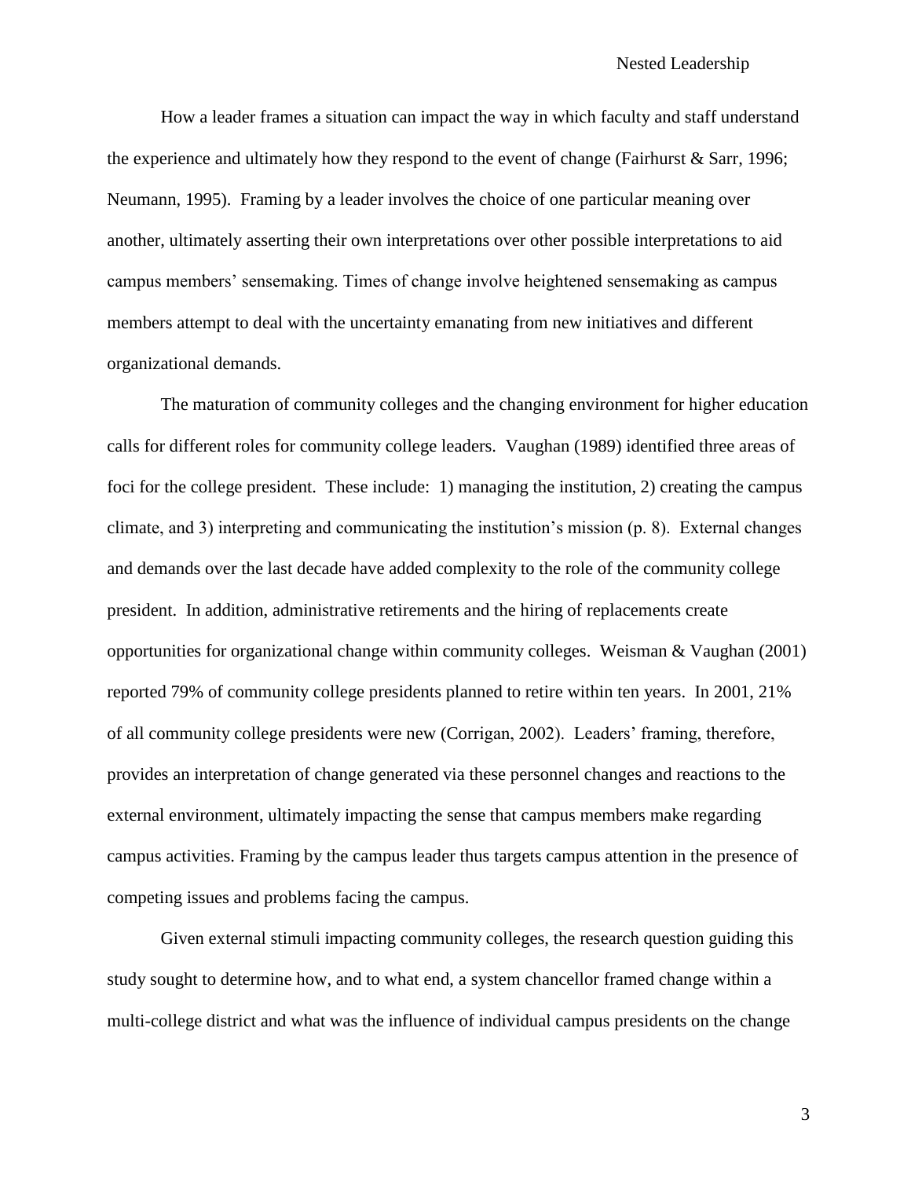How a leader frames a situation can impact the way in which faculty and staff understand the experience and ultimately how they respond to the event of change (Fairhurst & Sarr, 1996; Neumann, 1995). Framing by a leader involves the choice of one particular meaning over another, ultimately asserting their own interpretations over other possible interpretations to aid campus members' sensemaking. Times of change involve heightened sensemaking as campus members attempt to deal with the uncertainty emanating from new initiatives and different organizational demands.

The maturation of community colleges and the changing environment for higher education calls for different roles for community college leaders. Vaughan (1989) identified three areas of foci for the college president. These include: 1) managing the institution, 2) creating the campus climate, and 3) interpreting and communicating the institution's mission (p. 8). External changes and demands over the last decade have added complexity to the role of the community college president. In addition, administrative retirements and the hiring of replacements create opportunities for organizational change within community colleges. Weisman & Vaughan (2001) reported 79% of community college presidents planned to retire within ten years. In 2001, 21% of all community college presidents were new (Corrigan, 2002). Leaders' framing, therefore, provides an interpretation of change generated via these personnel changes and reactions to the external environment, ultimately impacting the sense that campus members make regarding campus activities. Framing by the campus leader thus targets campus attention in the presence of competing issues and problems facing the campus.

Given external stimuli impacting community colleges, the research question guiding this study sought to determine how, and to what end, a system chancellor framed change within a multi-college district and what was the influence of individual campus presidents on the change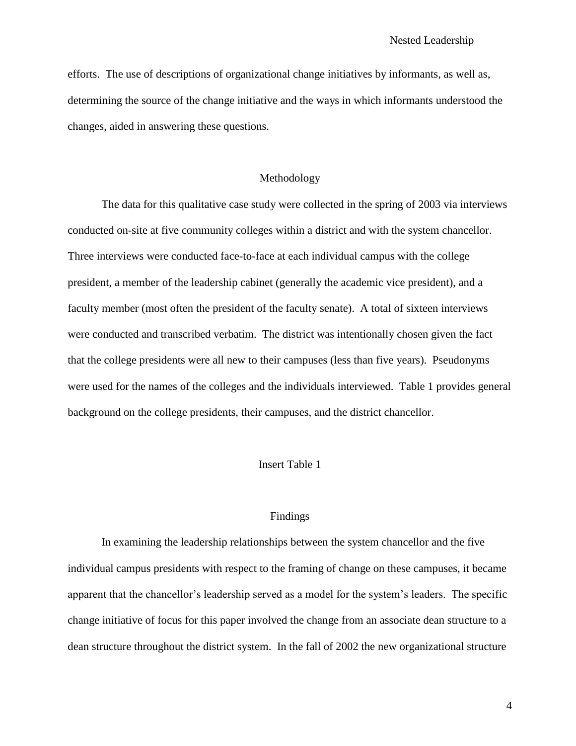efforts. The use of descriptions of organizational change initiatives by informants, as well as, determining the source of the change initiative and the ways in which informants understood the changes, aided in answering these questions.

## Methodology

The data for this qualitative case study were collected in the spring of 2003 via interviews conducted on-site at five community colleges within a district and with the system chancellor. Three interviews were conducted face-to-face at each individual campus with the college president, a member of the leadership cabinet (generally the academic vice president), and a faculty member (most often the president of the faculty senate). A total of sixteen interviews were conducted and transcribed verbatim. The district was intentionally chosen given the fact that the college presidents were all new to their campuses (less than five years). Pseudonyms were used for the names of the colleges and the individuals interviewed. Table 1 provides general background on the college presidents, their campuses, and the district chancellor.

Insert Table 1

## Findings

In examining the leadership relationships between the system chancellor and the five individual campus presidents with respect to the framing of change on these campuses, it became apparent that the chancellor's leadership served as a model for the system's leaders. The specific change initiative of focus for this paper involved the change from an associate dean structure to a dean structure throughout the district system. In the fall of 2002 the new organizational structure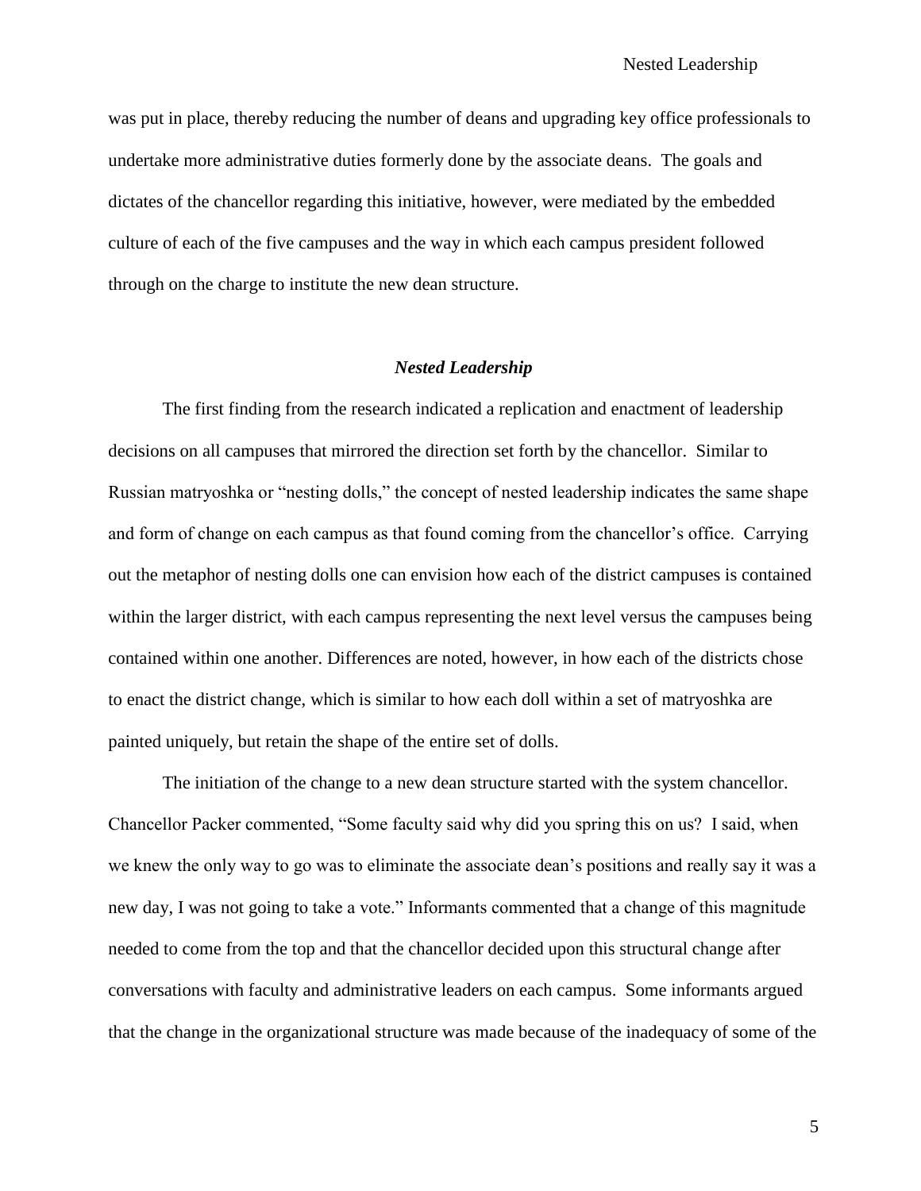was put in place, thereby reducing the number of deans and upgrading key office professionals to undertake more administrative duties formerly done by the associate deans. The goals and dictates of the chancellor regarding this initiative, however, were mediated by the embedded culture of each of the five campuses and the way in which each campus president followed through on the charge to institute the new dean structure.

### *Nested Leadership*

The first finding from the research indicated a replication and enactment of leadership decisions on all campuses that mirrored the direction set forth by the chancellor. Similar to Russian matryoshka or "nesting dolls," the concept of nested leadership indicates the same shape and form of change on each campus as that found coming from the chancellor's office. Carrying out the metaphor of nesting dolls one can envision how each of the district campuses is contained within the larger district, with each campus representing the next level versus the campuses being contained within one another. Differences are noted, however, in how each of the districts chose to enact the district change, which is similar to how each doll within a set of matryoshka are painted uniquely, but retain the shape of the entire set of dolls.

The initiation of the change to a new dean structure started with the system chancellor. Chancellor Packer commented, "Some faculty said why did you spring this on us? I said, when we knew the only way to go was to eliminate the associate dean's positions and really say it was a new day, I was not going to take a vote." Informants commented that a change of this magnitude needed to come from the top and that the chancellor decided upon this structural change after conversations with faculty and administrative leaders on each campus. Some informants argued that the change in the organizational structure was made because of the inadequacy of some of the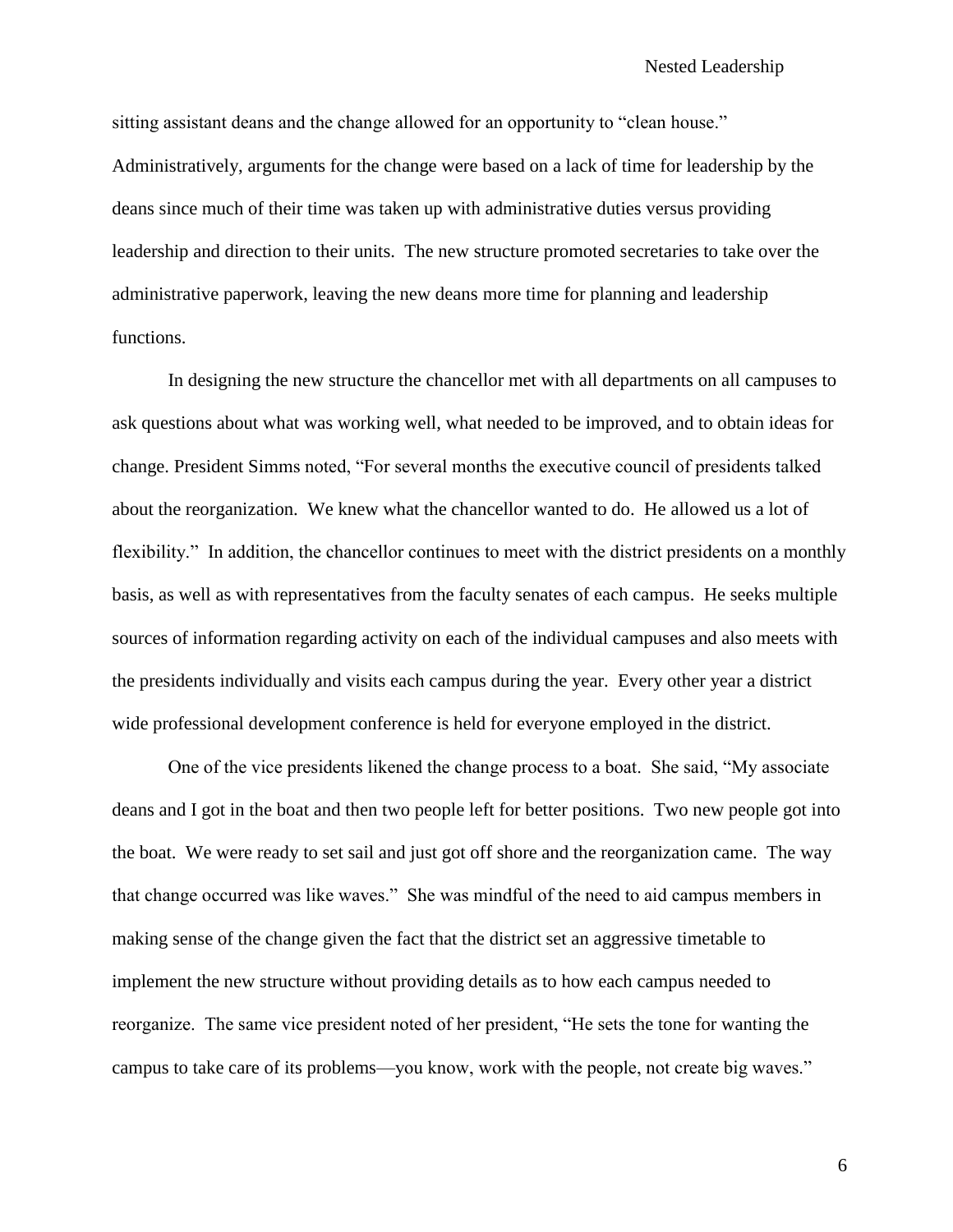sitting assistant deans and the change allowed for an opportunity to "clean house." Administratively, arguments for the change were based on a lack of time for leadership by the deans since much of their time was taken up with administrative duties versus providing leadership and direction to their units. The new structure promoted secretaries to take over the administrative paperwork, leaving the new deans more time for planning and leadership functions.

In designing the new structure the chancellor met with all departments on all campuses to ask questions about what was working well, what needed to be improved, and to obtain ideas for change. President Simms noted, "For several months the executive council of presidents talked about the reorganization. We knew what the chancellor wanted to do. He allowed us a lot of flexibility." In addition, the chancellor continues to meet with the district presidents on a monthly basis, as well as with representatives from the faculty senates of each campus. He seeks multiple sources of information regarding activity on each of the individual campuses and also meets with the presidents individually and visits each campus during the year. Every other year a district wide professional development conference is held for everyone employed in the district.

One of the vice presidents likened the change process to a boat. She said, "My associate deans and I got in the boat and then two people left for better positions. Two new people got into the boat. We were ready to set sail and just got off shore and the reorganization came. The way that change occurred was like waves." She was mindful of the need to aid campus members in making sense of the change given the fact that the district set an aggressive timetable to implement the new structure without providing details as to how each campus needed to reorganize. The same vice president noted of her president, "He sets the tone for wanting the campus to take care of its problems—you know, work with the people, not create big waves."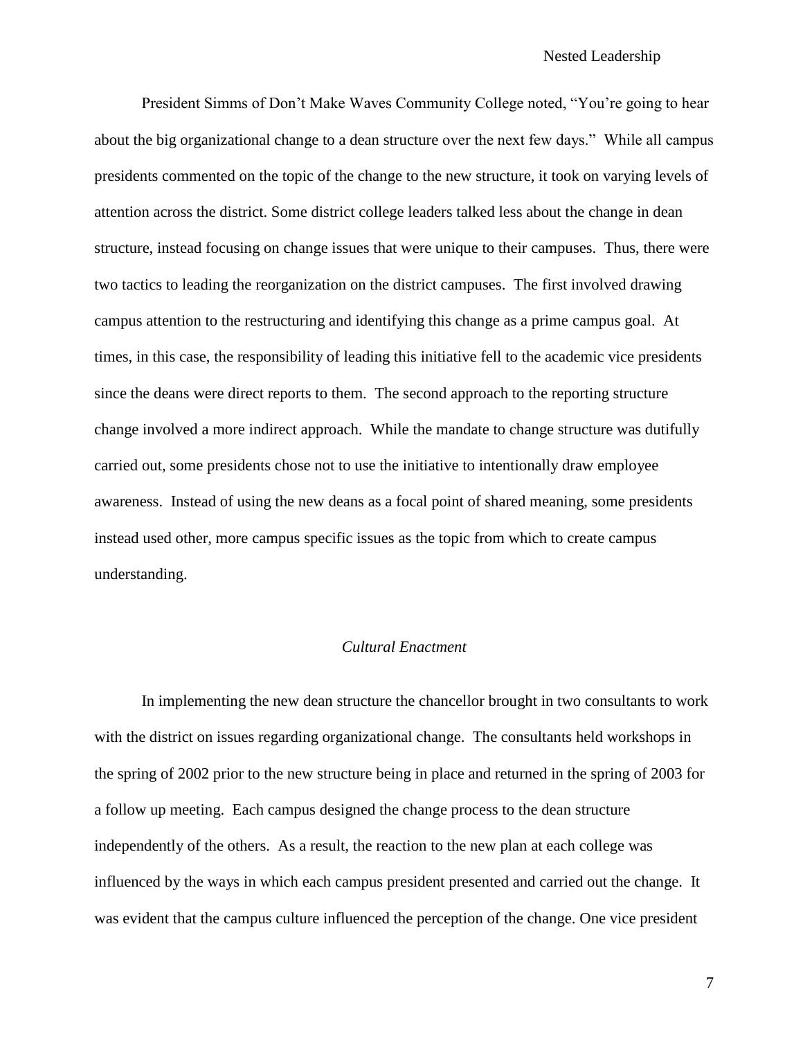President Simms of Don't Make Waves Community College noted, "You're going to hear about the big organizational change to a dean structure over the next few days." While all campus presidents commented on the topic of the change to the new structure, it took on varying levels of attention across the district. Some district college leaders talked less about the change in dean structure, instead focusing on change issues that were unique to their campuses. Thus, there were two tactics to leading the reorganization on the district campuses. The first involved drawing campus attention to the restructuring and identifying this change as a prime campus goal. At times, in this case, the responsibility of leading this initiative fell to the academic vice presidents since the deans were direct reports to them. The second approach to the reporting structure change involved a more indirect approach. While the mandate to change structure was dutifully carried out, some presidents chose not to use the initiative to intentionally draw employee awareness. Instead of using the new deans as a focal point of shared meaning, some presidents instead used other, more campus specific issues as the topic from which to create campus understanding.

### *Cultural Enactment*

In implementing the new dean structure the chancellor brought in two consultants to work with the district on issues regarding organizational change. The consultants held workshops in the spring of 2002 prior to the new structure being in place and returned in the spring of 2003 for a follow up meeting. Each campus designed the change process to the dean structure independently of the others. As a result, the reaction to the new plan at each college was influenced by the ways in which each campus president presented and carried out the change. It was evident that the campus culture influenced the perception of the change. One vice president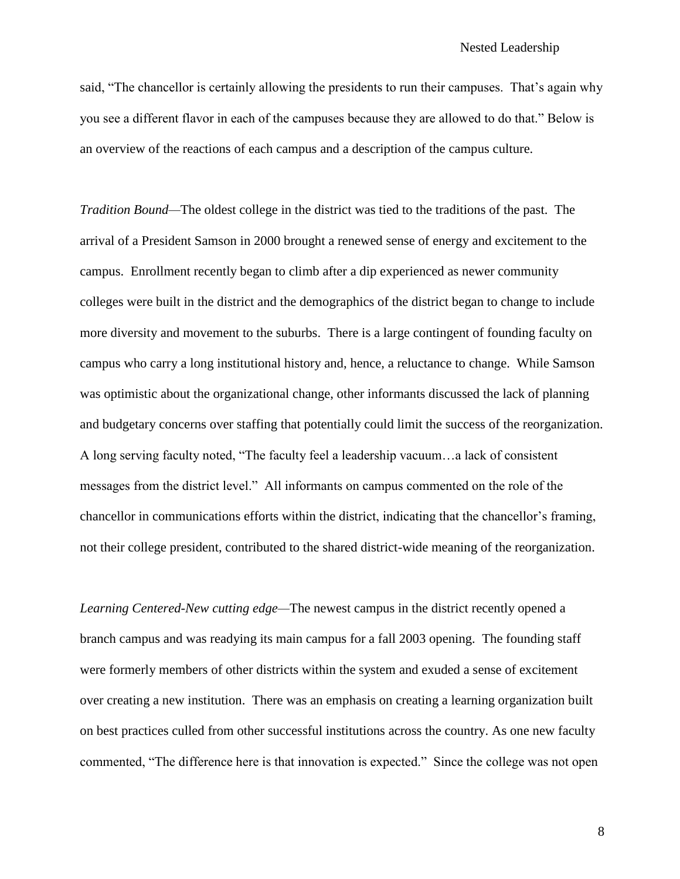said, "The chancellor is certainly allowing the presidents to run their campuses. That's again why you see a different flavor in each of the campuses because they are allowed to do that." Below is an overview of the reactions of each campus and a description of the campus culture.

*Tradition Bound*—The oldest college in the district was tied to the traditions of the past. The arrival of a President Samson in 2000 brought a renewed sense of energy and excitement to the campus. Enrollment recently began to climb after a dip experienced as newer community colleges were built in the district and the demographics of the district began to change to include more diversity and movement to the suburbs. There is a large contingent of founding faculty on campus who carry a long institutional history and, hence, a reluctance to change. While Samson was optimistic about the organizational change, other informants discussed the lack of planning and budgetary concerns over staffing that potentially could limit the success of the reorganization. A long serving faculty noted, "The faculty feel a leadership vacuum…a lack of consistent messages from the district level." All informants on campus commented on the role of the chancellor in communications efforts within the district, indicating that the chancellor's framing, not their college president, contributed to the shared district-wide meaning of the reorganization.

*Learning Centered-New cutting edge*—The newest campus in the district recently opened a branch campus and was readying its main campus for a fall 2003 opening. The founding staff were formerly members of other districts within the system and exuded a sense of excitement over creating a new institution. There was an emphasis on creating a learning organization built on best practices culled from other successful institutions across the country. As one new faculty commented, "The difference here is that innovation is expected." Since the college was not open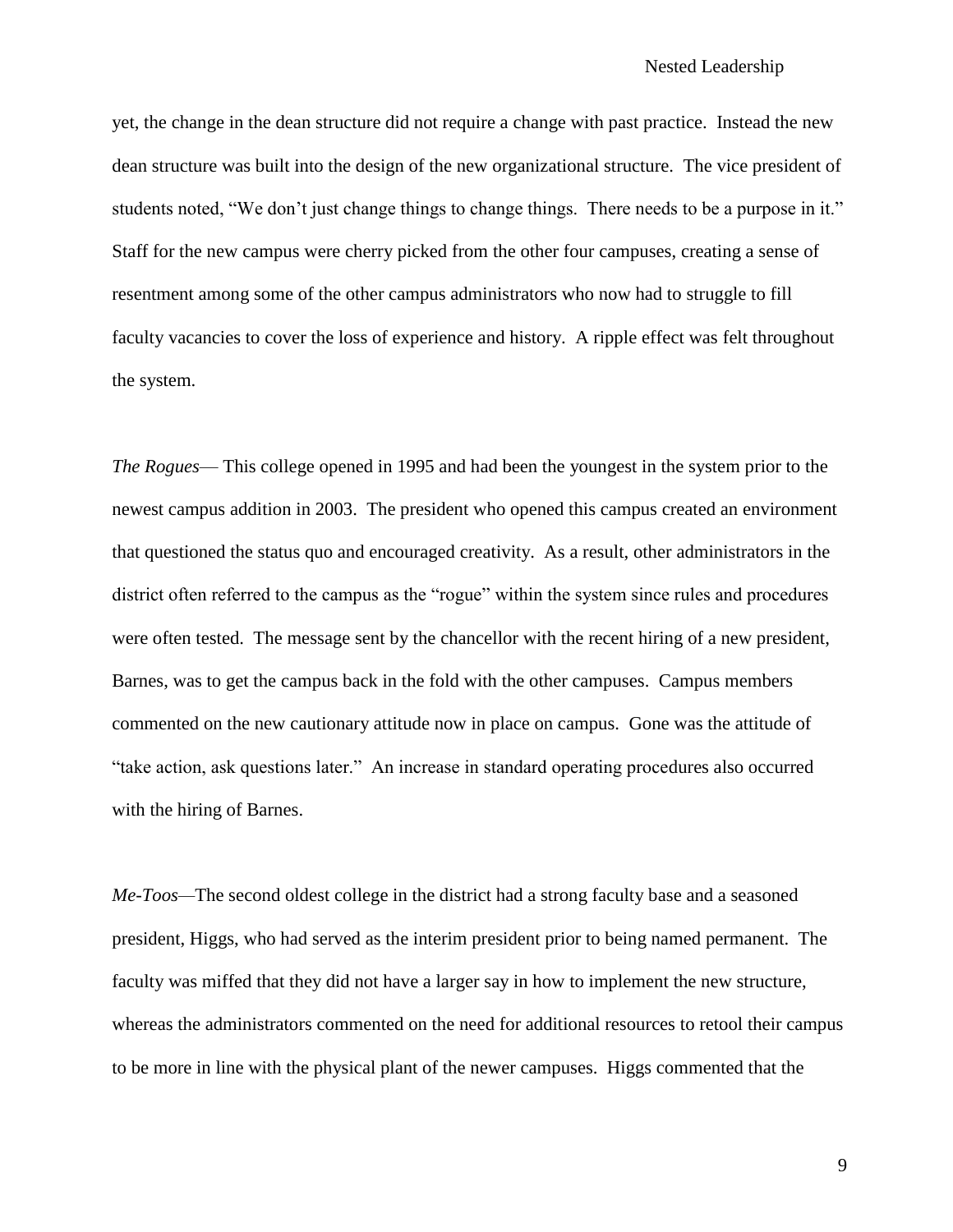yet, the change in the dean structure did not require a change with past practice. Instead the new dean structure was built into the design of the new organizational structure. The vice president of students noted, "We don't just change things to change things. There needs to be a purpose in it." Staff for the new campus were cherry picked from the other four campuses, creating a sense of resentment among some of the other campus administrators who now had to struggle to fill faculty vacancies to cover the loss of experience and history. A ripple effect was felt throughout the system.

*The Rogues*— This college opened in 1995 and had been the youngest in the system prior to the newest campus addition in 2003. The president who opened this campus created an environment that questioned the status quo and encouraged creativity. As a result, other administrators in the district often referred to the campus as the "rogue" within the system since rules and procedures were often tested. The message sent by the chancellor with the recent hiring of a new president, Barnes, was to get the campus back in the fold with the other campuses. Campus members commented on the new cautionary attitude now in place on campus. Gone was the attitude of "take action, ask questions later." An increase in standard operating procedures also occurred with the hiring of Barnes.

*Me-Toos*—The second oldest college in the district had a strong faculty base and a seasoned president, Higgs, who had served as the interim president prior to being named permanent. The faculty was miffed that they did not have a larger say in how to implement the new structure, whereas the administrators commented on the need for additional resources to retool their campus to be more in line with the physical plant of the newer campuses. Higgs commented that the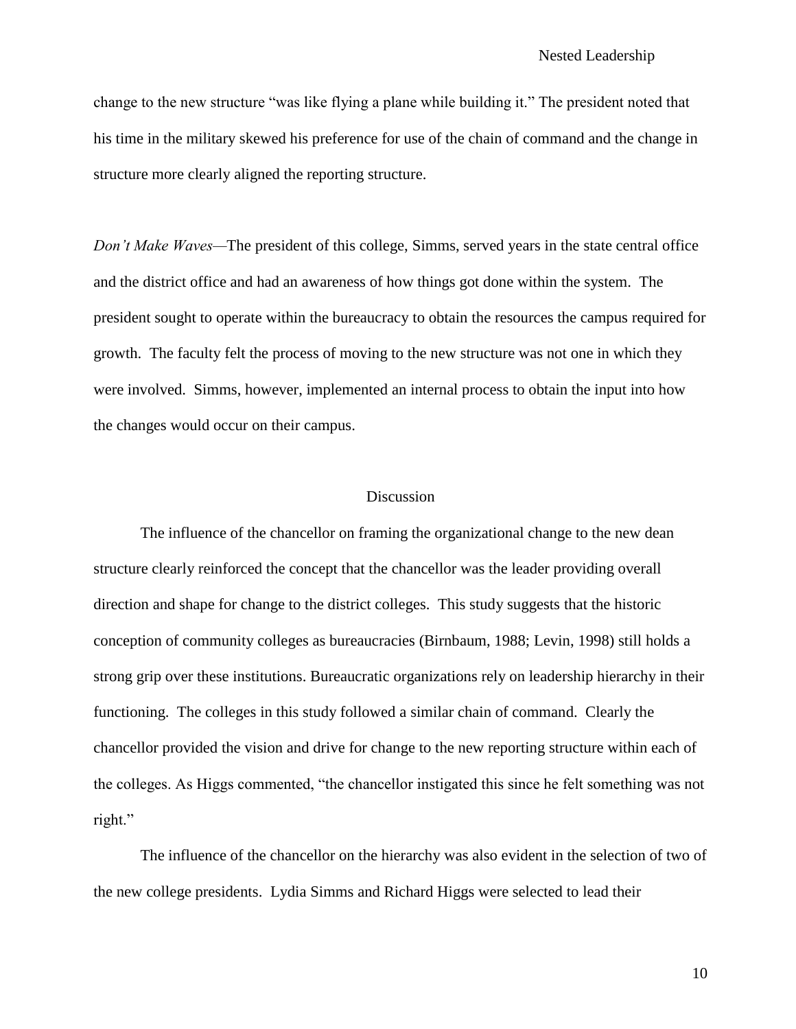change to the new structure "was like flying a plane while building it." The president noted that his time in the military skewed his preference for use of the chain of command and the change in structure more clearly aligned the reporting structure.

*Don't Make Waves*—The president of this college, Simms, served years in the state central office and the district office and had an awareness of how things got done within the system. The president sought to operate within the bureaucracy to obtain the resources the campus required for growth. The faculty felt the process of moving to the new structure was not one in which they were involved. Simms, however, implemented an internal process to obtain the input into how the changes would occur on their campus.

## Discussion

The influence of the chancellor on framing the organizational change to the new dean structure clearly reinforced the concept that the chancellor was the leader providing overall direction and shape for change to the district colleges. This study suggests that the historic conception of community colleges as bureaucracies (Birnbaum, 1988; Levin, 1998) still holds a strong grip over these institutions. Bureaucratic organizations rely on leadership hierarchy in their functioning. The colleges in this study followed a similar chain of command. Clearly the chancellor provided the vision and drive for change to the new reporting structure within each of the colleges. As Higgs commented, "the chancellor instigated this since he felt something was not right."

The influence of the chancellor on the hierarchy was also evident in the selection of two of the new college presidents. Lydia Simms and Richard Higgs were selected to lead their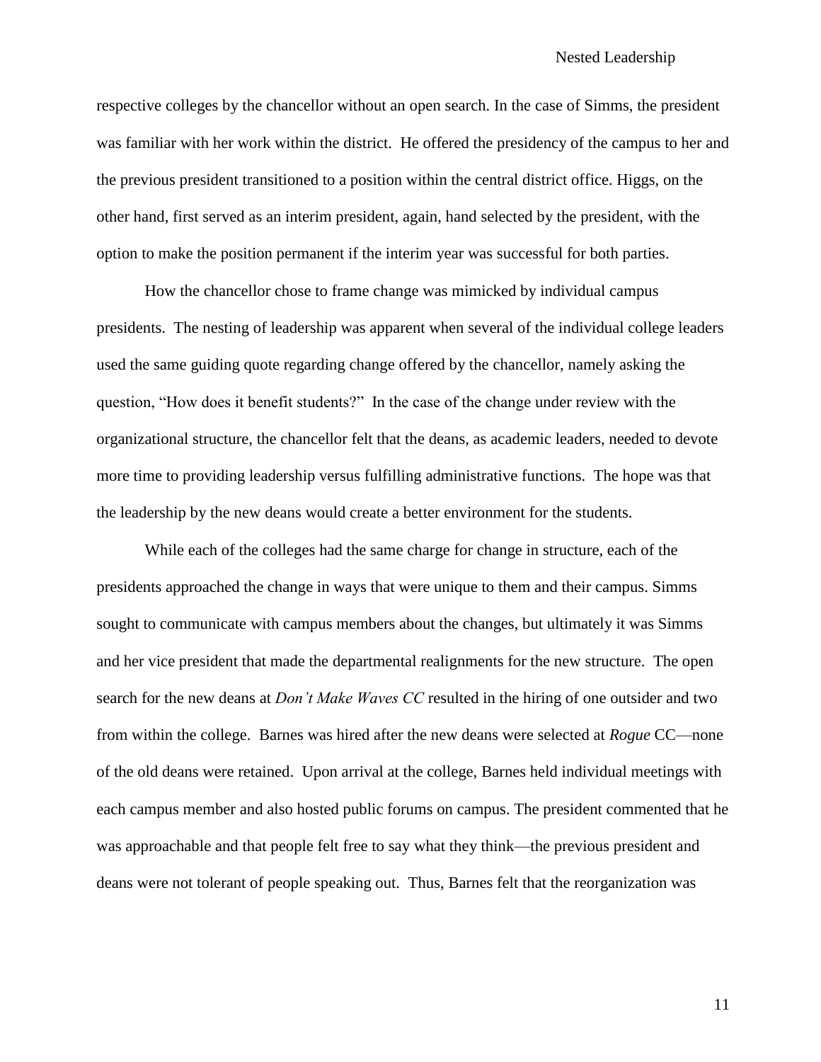respective colleges by the chancellor without an open search. In the case of Simms, the president was familiar with her work within the district. He offered the presidency of the campus to her and the previous president transitioned to a position within the central district office. Higgs, on the other hand, first served as an interim president, again, hand selected by the president, with the option to make the position permanent if the interim year was successful for both parties.

How the chancellor chose to frame change was mimicked by individual campus presidents. The nesting of leadership was apparent when several of the individual college leaders used the same guiding quote regarding change offered by the chancellor, namely asking the question, "How does it benefit students?" In the case of the change under review with the organizational structure, the chancellor felt that the deans, as academic leaders, needed to devote more time to providing leadership versus fulfilling administrative functions. The hope was that the leadership by the new deans would create a better environment for the students.

While each of the colleges had the same charge for change in structure, each of the presidents approached the change in ways that were unique to them and their campus. Simms sought to communicate with campus members about the changes, but ultimately it was Simms and her vice president that made the departmental realignments for the new structure. The open search for the new deans at *Don't Make Waves CC* resulted in the hiring of one outsider and two from within the college. Barnes was hired after the new deans were selected at *Rogue* CC—none of the old deans were retained. Upon arrival at the college, Barnes held individual meetings with each campus member and also hosted public forums on campus. The president commented that he was approachable and that people felt free to say what they think—the previous president and deans were not tolerant of people speaking out. Thus, Barnes felt that the reorganization was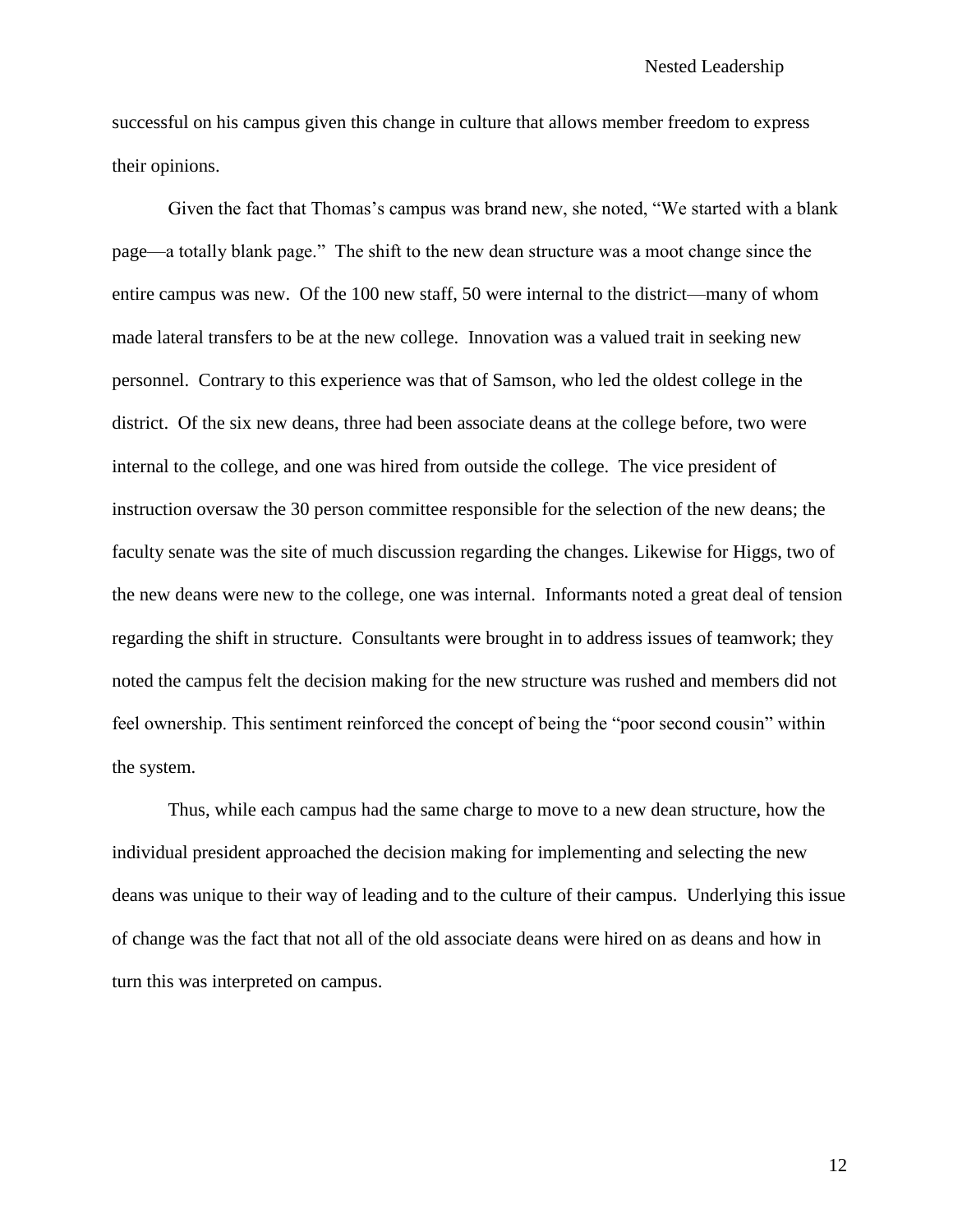successful on his campus given this change in culture that allows member freedom to express their opinions.

Given the fact that Thomas's campus was brand new, she noted, "We started with a blank page—a totally blank page." The shift to the new dean structure was a moot change since the entire campus was new. Of the 100 new staff, 50 were internal to the district—many of whom made lateral transfers to be at the new college. Innovation was a valued trait in seeking new personnel. Contrary to this experience was that of Samson, who led the oldest college in the district. Of the six new deans, three had been associate deans at the college before, two were internal to the college, and one was hired from outside the college. The vice president of instruction oversaw the 30 person committee responsible for the selection of the new deans; the faculty senate was the site of much discussion regarding the changes. Likewise for Higgs, two of the new deans were new to the college, one was internal. Informants noted a great deal of tension regarding the shift in structure. Consultants were brought in to address issues of teamwork; they noted the campus felt the decision making for the new structure was rushed and members did not feel ownership. This sentiment reinforced the concept of being the "poor second cousin" within the system.

Thus, while each campus had the same charge to move to a new dean structure, how the individual president approached the decision making for implementing and selecting the new deans was unique to their way of leading and to the culture of their campus. Underlying this issue of change was the fact that not all of the old associate deans were hired on as deans and how in turn this was interpreted on campus.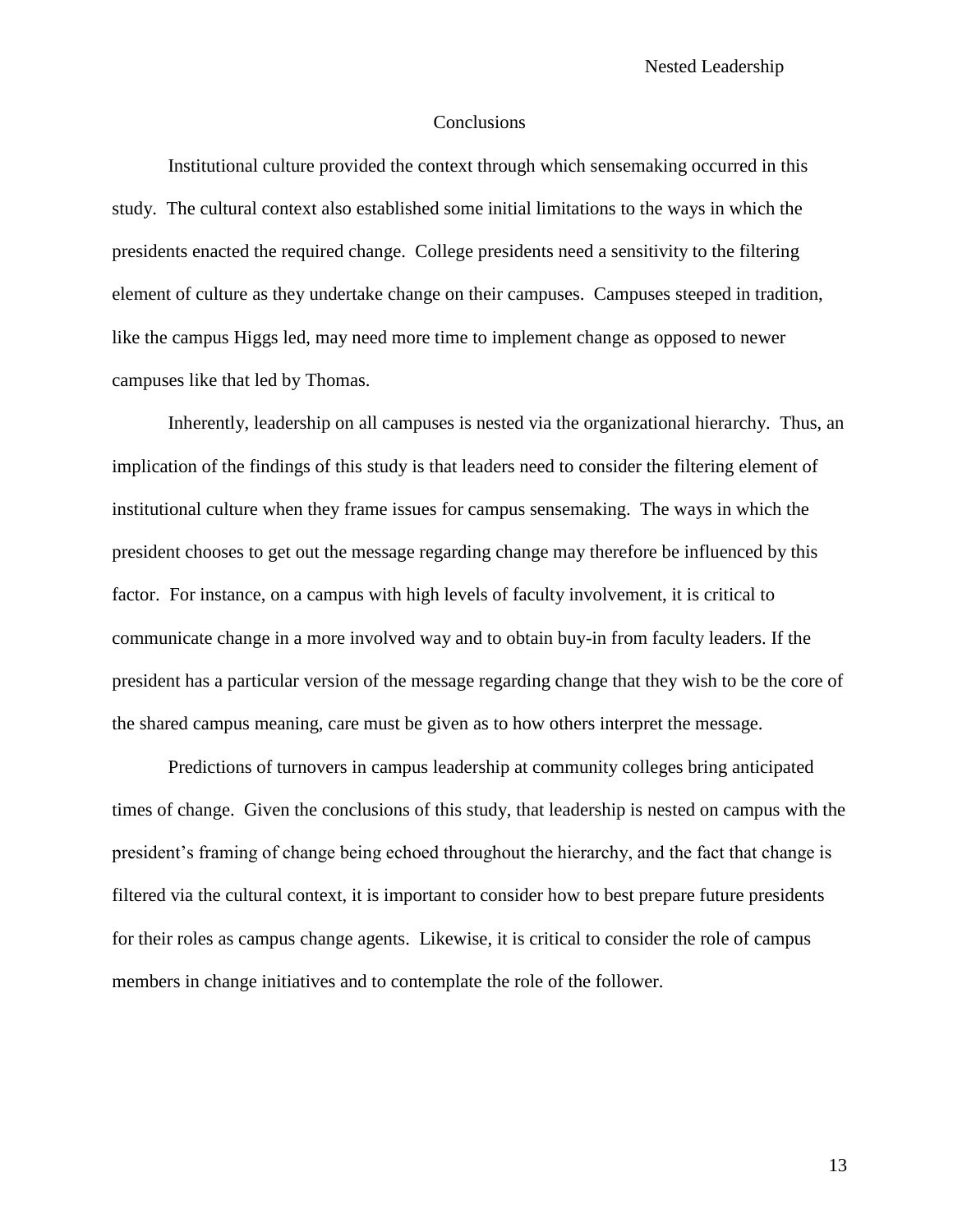## Conclusions

Institutional culture provided the context through which sensemaking occurred in this study. The cultural context also established some initial limitations to the ways in which the presidents enacted the required change. College presidents need a sensitivity to the filtering element of culture as they undertake change on their campuses. Campuses steeped in tradition, like the campus Higgs led, may need more time to implement change as opposed to newer campuses like that led by Thomas.

Inherently, leadership on all campuses is nested via the organizational hierarchy. Thus, an implication of the findings of this study is that leaders need to consider the filtering element of institutional culture when they frame issues for campus sensemaking. The ways in which the president chooses to get out the message regarding change may therefore be influenced by this factor. For instance, on a campus with high levels of faculty involvement, it is critical to communicate change in a more involved way and to obtain buy-in from faculty leaders. If the president has a particular version of the message regarding change that they wish to be the core of the shared campus meaning, care must be given as to how others interpret the message.

Predictions of turnovers in campus leadership at community colleges bring anticipated times of change. Given the conclusions of this study, that leadership is nested on campus with the president's framing of change being echoed throughout the hierarchy, and the fact that change is filtered via the cultural context, it is important to consider how to best prepare future presidents for their roles as campus change agents. Likewise, it is critical to consider the role of campus members in change initiatives and to contemplate the role of the follower.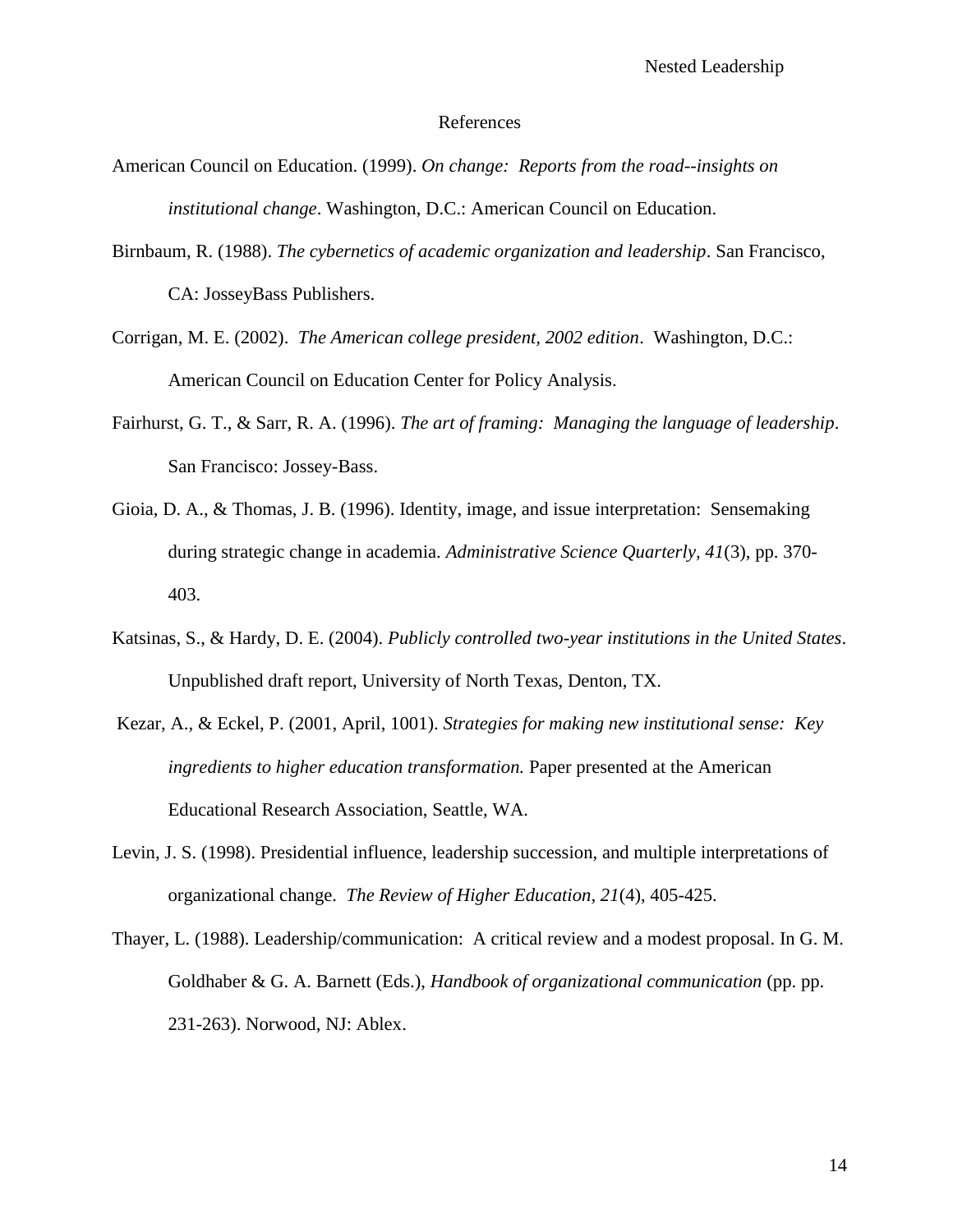# References

American Council on Education. (1999). *On change: Reports from the road--insights on institutional change*. Washington, D.C.: American Council on Education.

Birnbaum, R. (1988). *The cybernetics of academic organization and leadership*. San Francisco, CA: JosseyBass Publishers.

Corrigan, M. E. (2002). *The American college president, 2002 edition*. Washington, D.C.: American Council on Education Center for Policy Analysis.

Fairhurst, G. T., & Sarr, R. A. (1996). *The art of framing: Managing the language of leadership*. San Francisco: Jossey-Bass.

Gioia, D. A., & Thomas, J. B. (1996). Identity, image, and issue interpretation: Sensemaking during strategic change in academia. *Administrative Science Quarterly, 41*(3), pp. 370-403.

Katsinas, S., & Hardy, D. E. (2004). *Publicly controlled two-year institutions in the United States*. Unpublished draft report, University of North Texas, Denton, TX.

Kezar, A., & Eckel, P. (2001, April, 1001). *Strategies for making new institutional sense: Key ingredients to higher education transformation.* Paper presented at the American Educational Research Association, Seattle, WA.

Levin, J. S. (1998). Presidential influence, leadership succession, and multiple interpretations of organizational change. *The Review of Higher Education, 21*(4), 405-425.

Thayer, L. (1988). Leadership/communication: A critical review and a modest proposal. In G. M. Goldhaber & G. A. Barnett (Eds.), *Handbook of organizational communication* (pp. pp. 231-263). Norwood, NJ: Ablex.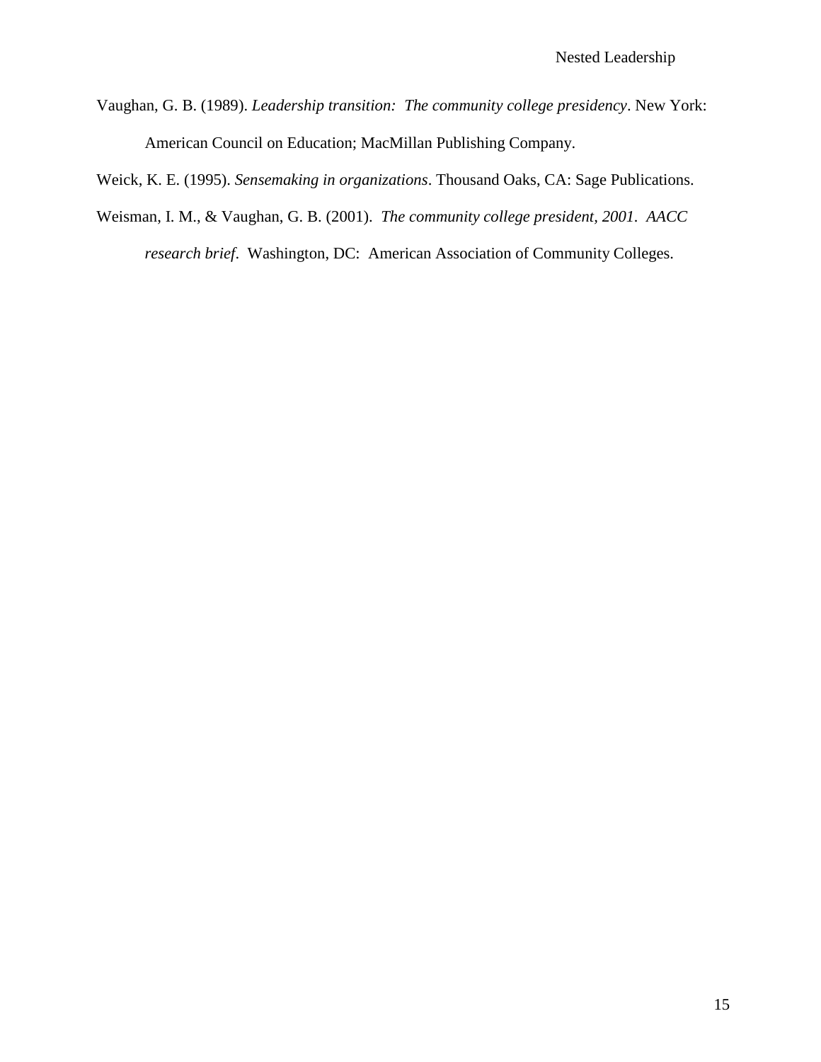Vaughan, G. B. (1989). *Leadership transition: The community college presidency*. New York: American Council on Education; MacMillan Publishing Company.

Weick, K. E. (1995). *Sensemaking in organizations*. Thousand Oaks, CA: Sage Publications.

Weisman, I. M., & Vaughan, G. B. (2001). *The community college president, 2001. AACC research brief*. Washington, DC: American Association of Community Colleges.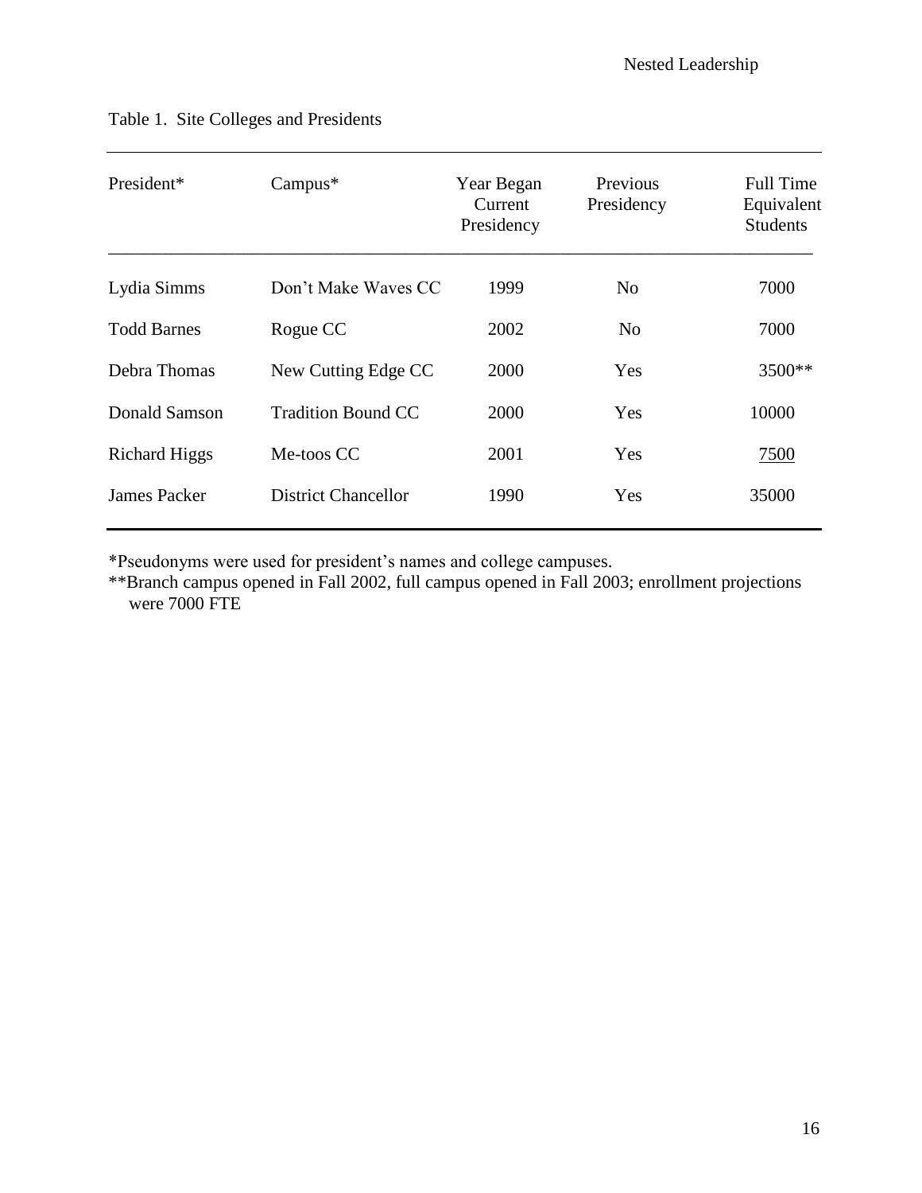Table 1. Site Colleges and Presidents

| President* | Campus* | Year Began Current Presidency | Previous Presidency | Full Time Equivalent Students |
|---|---|---|---|---|
| Lydia Simms | Don't Make Waves CC | 1999 | No | 7000 |
| Todd Barnes | Rogue CC | 2002 | No | 7000 |
| Debra Thomas | New Cutting Edge CC | 2000 | Yes | 3500** |
| Donald Samson | Tradition Bound CC | 2000 | Yes | 10000 |
| Richard Higgs | Me-toos CC | 2001 | Yes | 7500 |
| James Packer | District Chancellor | 1990 | Yes | 35000 |

*Pseudonyms were used for president's names and college campuses.

**Branch campus opened in Fall 2002, full campus opened in Fall 2003; enrollment projections were 7000 FTE